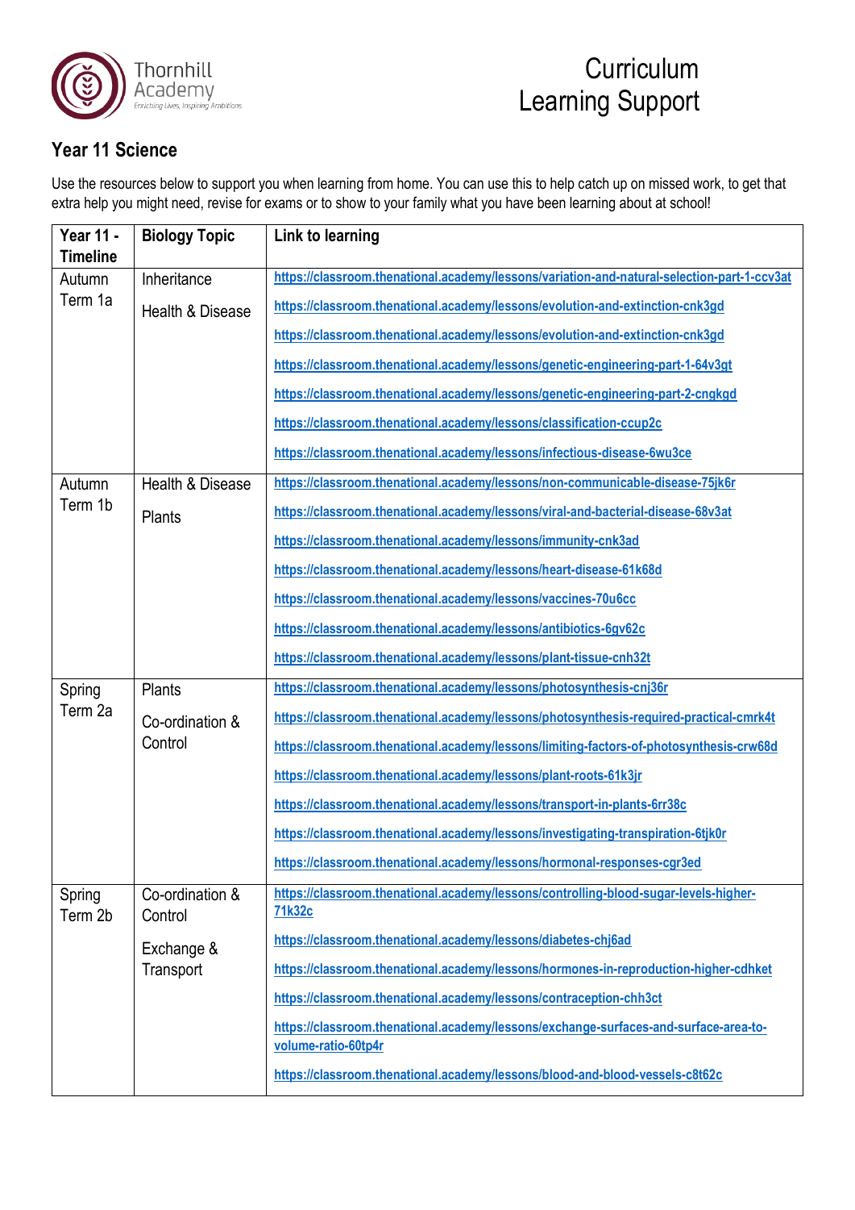Thornhill Academy
Enriching Lives, Inspiring Ambitions

# Curriculum Learning Support

## Year 11 Science

Use the resources below to support you when learning from home. You can use this to help catch up on missed work, to get that extra help you might need, revise for exams or to show to your family what you have been learning about at school!

| Year 11 - Timeline | Biology Topic | Link to learning |
|---|---|---|
| Autumn Term 1a | Inheritance<br><br>Health & Disease | https://classroom.thenational.academy/lessons/variation-and-natural-selection-part-1-ccv3at<br>https://classroom.thenational.academy/lessons/evolution-and-extinction-cnk3gd<br>https://classroom.thenational.academy/lessons/evolution-and-extinction-cnk3gd<br>https://classroom.thenational.academy/lessons/genetic-engineering-part-1-64v3gt<br>https://classroom.thenational.academy/lessons/genetic-engineering-part-2-cngkgd<br>https://classroom.thenational.academy/lessons/classification-ccup2c<br>https://classroom.thenational.academy/lessons/infectious-disease-6wu3ce |
| Autumn Term 1b | Health & Disease<br><br>Plants | https://classroom.thenational.academy/lessons/non-communicable-disease-75jk6r<br>https://classroom.thenational.academy/lessons/viral-and-bacterial-disease-68v3at<br>https://classroom.thenational.academy/lessons/immunity-cnk3ad<br>https://classroom.thenational.academy/lessons/heart-disease-61k68d<br>https://classroom.thenational.academy/lessons/vaccines-70u6cc<br>https://classroom.thenational.academy/lessons/antibiotics-6gv62c<br>https://classroom.thenational.academy/lessons/plant-tissue-cnh32t |
| Spring Term 2a | Plants<br><br>Co-ordination & Control | https://classroom.thenational.academy/lessons/photosynthesis-cnj36r<br>https://classroom.thenational.academy/lessons/photosynthesis-required-practical-cmrk4t<br>https://classroom.thenational.academy/lessons/limiting-factors-of-photosynthesis-crw68d<br>https://classroom.thenational.academy/lessons/plant-roots-61k3jr<br>https://classroom.thenational.academy/lessons/transport-in-plants-6rr38c<br>https://classroom.thenational.academy/lessons/investigating-transpiration-6tjk0r<br>https://classroom.thenational.academy/lessons/hormonal-responses-cgr3ed |
| Spring Term 2b | Co-ordination & Control<br><br>Exchange & Transport | https://classroom.thenational.academy/lessons/controlling-blood-sugar-levels-higher-71k32c<br>https://classroom.thenational.academy/lessons/diabetes-chj6ad<br>https://classroom.thenational.academy/lessons/hormones-in-reproduction-higher-cdhket<br>https://classroom.thenational.academy/lessons/contraception-chh3ct<br>https://classroom.thenational.academy/lessons/exchange-surfaces-and-surface-area-to-volume-ratio-60tp4r<br>https://classroom.thenational.academy/lessons/blood-and-blood-vessels-c8t62c |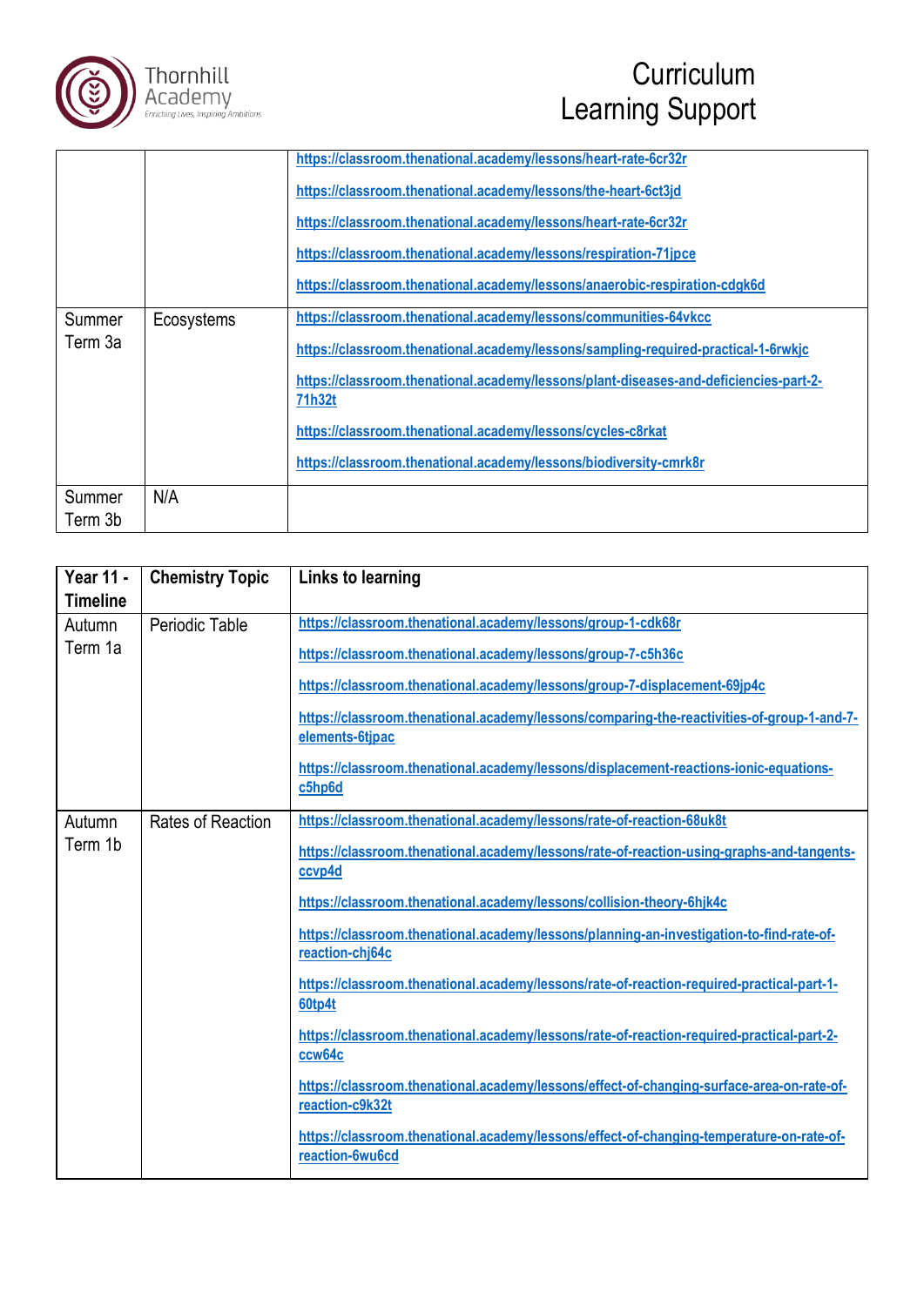| | | |
|---|---|---|
| | | https://classroom.thenational.academy/lessons/heart-rate-6cr32r<br><br>https://classroom.thenational.academy/lessons/the-heart-6ct3jd<br><br>https://classroom.thenational.academy/lessons/heart-rate-6cr32r<br><br>https://classroom.thenational.academy/lessons/respiration-71jpce<br><br>https://classroom.thenational.academy/lessons/anaerobic-respiration-cdgk6d |
| Summer Term 3a | Ecosystems | https://classroom.thenational.academy/lessons/communities-64vkcc<br><br>https://classroom.thenational.academy/lessons/sampling-required-practical-1-6rwkjc<br><br>https://classroom.thenational.academy/lessons/plant-diseases-and-deficiencies-part-2-71h32t<br><br>https://classroom.thenational.academy/lessons/cycles-c8rkat<br><br>https://classroom.thenational.academy/lessons/biodiversity-cmrk8r |
| Summer Term 3b | N/A | |

| Year 11 - Timeline | Chemistry Topic | Links to learning |
|---|---|---|
| Autumn Term 1a | Periodic Table | https://classroom.thenational.academy/lessons/group-1-cdk68r<br><br>https://classroom.thenational.academy/lessons/group-7-c5h36c<br><br>https://classroom.thenational.academy/lessons/group-7-displacement-69jp4c<br><br>https://classroom.thenational.academy/lessons/comparing-the-reactivities-of-group-1-and-7-elements-6tjpac<br><br>https://classroom.thenational.academy/lessons/displacement-reactions-ionic-equations-c5hp6d |
| Autumn Term 1b | Rates of Reaction | https://classroom.thenational.academy/lessons/rate-of-reaction-68uk8t<br><br>https://classroom.thenational.academy/lessons/rate-of-reaction-using-graphs-and-tangents-ccvp4d<br><br>https://classroom.thenational.academy/lessons/collision-theory-6hjk4c<br><br>https://classroom.thenational.academy/lessons/planning-an-investigation-to-find-rate-of-reaction-chj64c<br><br>https://classroom.thenational.academy/lessons/rate-of-reaction-required-practical-part-1-60tp4t<br><br>https://classroom.thenational.academy/lessons/rate-of-reaction-required-practical-part-2-ccw64c<br><br>https://classroom.thenational.academy/lessons/effect-of-changing-surface-area-on-rate-of-reaction-c9k32t<br><br>https://classroom.thenational.academy/lessons/effect-of-changing-temperature-on-rate-of-reaction-6wu6cd |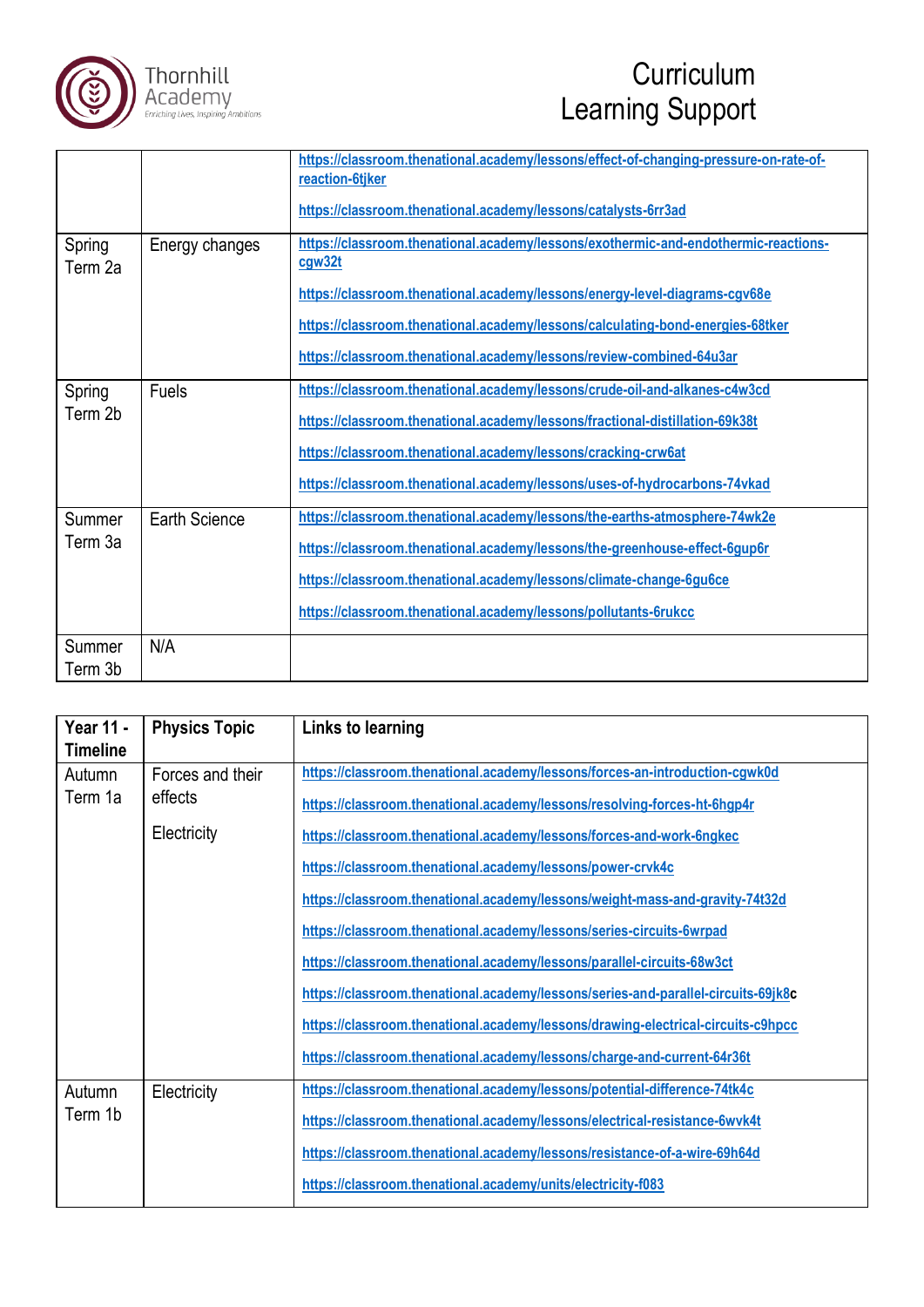| | | |
|---|---|---|
| | | https://classroom.thenational.academy/lessons/effect-of-changing-pressure-on-rate-of-reaction-6tjker<br><br>https://classroom.thenational.academy/lessons/catalysts-6rr3ad |
| Spring Term 2a | Energy changes | https://classroom.thenational.academy/lessons/exothermic-and-endothermic-reactions-cgw32t<br><br>https://classroom.thenational.academy/lessons/energy-level-diagrams-cgv68e<br><br>https://classroom.thenational.academy/lessons/calculating-bond-energies-68tker<br><br>https://classroom.thenational.academy/lessons/review-combined-64u3ar |
| Spring Term 2b | Fuels | https://classroom.thenational.academy/lessons/crude-oil-and-alkanes-c4w3cd<br><br>https://classroom.thenational.academy/lessons/fractional-distillation-69k38t<br><br>https://classroom.thenational.academy/lessons/cracking-crw6at<br><br>https://classroom.thenational.academy/lessons/uses-of-hydrocarbons-74vkad |
| Summer Term 3a | Earth Science | https://classroom.thenational.academy/lessons/the-earths-atmosphere-74wk2e<br><br>https://classroom.thenational.academy/lessons/the-greenhouse-effect-6gup6r<br><br>https://classroom.thenational.academy/lessons/climate-change-6gu6ce<br><br>https://classroom.thenational.academy/lessons/pollutants-6rukcc |
| Summer Term 3b | N/A | |

| Year 11 - Timeline | Physics Topic | Links to learning |
|---|---|---|
| Autumn Term 1a | Forces and their effects<br><br>Electricity | https://classroom.thenational.academy/lessons/forces-an-introduction-cgwk0d<br><br>https://classroom.thenational.academy/lessons/resolving-forces-ht-6hgp4r<br><br>https://classroom.thenational.academy/lessons/forces-and-work-6ngkec<br><br>https://classroom.thenational.academy/lessons/power-crvk4c<br><br>https://classroom.thenational.academy/lessons/weight-mass-and-gravity-74t32d<br><br>https://classroom.thenational.academy/lessons/series-circuits-6wrpad<br><br>https://classroom.thenational.academy/lessons/parallel-circuits-68w3ct<br><br>https://classroom.thenational.academy/lessons/series-and-parallel-circuits-69jk8c<br><br>https://classroom.thenational.academy/lessons/drawing-electrical-circuits-c9hpcc<br><br>https://classroom.thenational.academy/lessons/charge-and-current-64r36t |
| Autumn Term 1b | Electricity | https://classroom.thenational.academy/lessons/potential-difference-74tk4c<br><br>https://classroom.thenational.academy/lessons/electrical-resistance-6wvk4t<br><br>https://classroom.thenational.academy/lessons/resistance-of-a-wire-69h64d<br><br>https://classroom.thenational.academy/units/electricity-f083 |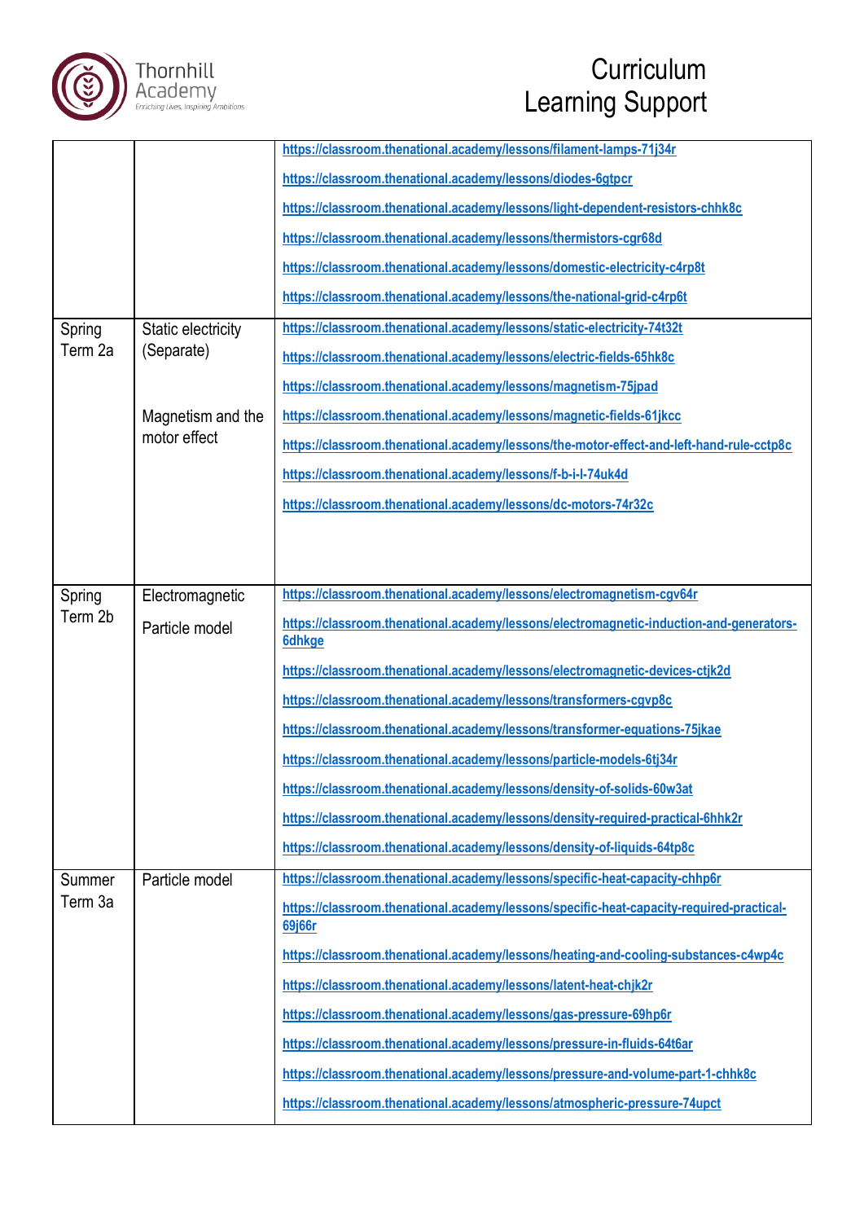| | | |
|---|---|---|
| | | https://classroom.thenational.academy/lessons/filament-lamps-71j34r<br>https://classroom.thenational.academy/lessons/diodes-6gtpcr<br>https://classroom.thenational.academy/lessons/light-dependent-resistors-chhk8c<br>https://classroom.thenational.academy/lessons/thermistors-cgr68d<br>https://classroom.thenational.academy/lessons/domestic-electricity-c4rp8t<br>https://classroom.thenational.academy/lessons/the-national-grid-c4rp6t |
| Spring Term 2a | Static electricity (Separate)<br><br>Magnetism and the motor effect | https://classroom.thenational.academy/lessons/static-electricity-74t32t<br>https://classroom.thenational.academy/lessons/electric-fields-65hk8c<br>https://classroom.thenational.academy/lessons/magnetism-75jpad<br>https://classroom.thenational.academy/lessons/magnetic-fields-61jkcc<br>https://classroom.thenational.academy/lessons/the-motor-effect-and-left-hand-rule-cctp8c<br>https://classroom.thenational.academy/lessons/f-b-i-l-74uk4d<br>https://classroom.thenational.academy/lessons/dc-motors-74r32c |
| Spring Term 2b | Electromagnetic<br><br>Particle model | https://classroom.thenational.academy/lessons/electromagnetism-cgv64r<br>https://classroom.thenational.academy/lessons/electromagnetic-induction-and-generators-6dhkge<br>https://classroom.thenational.academy/lessons/electromagnetic-devices-ctjk2d<br>https://classroom.thenational.academy/lessons/transformers-cgvp8c<br>https://classroom.thenational.academy/lessons/transformer-equations-75jkae<br>https://classroom.thenational.academy/lessons/particle-models-6tj34r<br>https://classroom.thenational.academy/lessons/density-of-solids-60w3at<br>https://classroom.thenational.academy/lessons/density-required-practical-6hhk2r<br>https://classroom.thenational.academy/lessons/density-of-liquids-64tp8c |
| Summer Term 3a | Particle model | https://classroom.thenational.academy/lessons/specific-heat-capacity-chhp6r<br>https://classroom.thenational.academy/lessons/specific-heat-capacity-required-practical-69j66r<br>https://classroom.thenational.academy/lessons/heating-and-cooling-substances-c4wp4c<br>https://classroom.thenational.academy/lessons/latent-heat-chjk2r<br>https://classroom.thenational.academy/lessons/gas-pressure-69hp6r<br>https://classroom.thenational.academy/lessons/pressure-in-fluids-64t6ar<br>https://classroom.thenational.academy/lessons/pressure-and-volume-part-1-chhk8c<br>https://classroom.thenational.academy/lessons/atmospheric-pressure-74upct |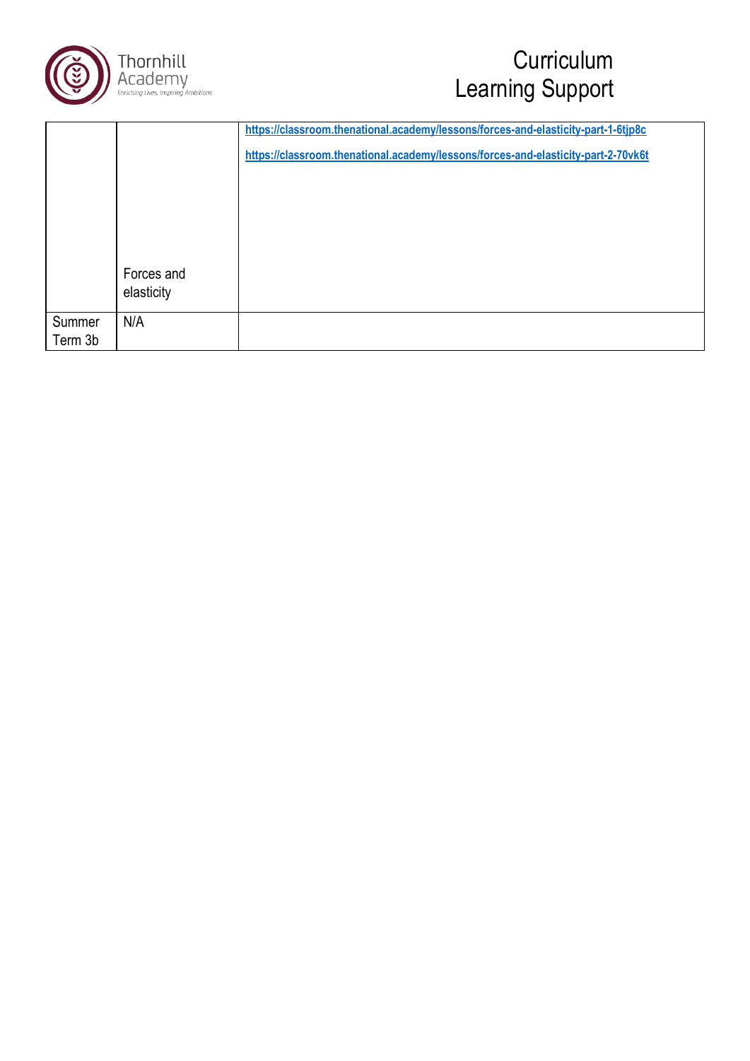| | | |
|---|---|---|
| | Forces and elasticity | https://classroom.thenational.academy/lessons/forces-and-elasticity-part-1-6tjp8c<br><br>https://classroom.thenational.academy/lessons/forces-and-elasticity-part-2-70vk6t |
| Summer Term 3b | N/A | |